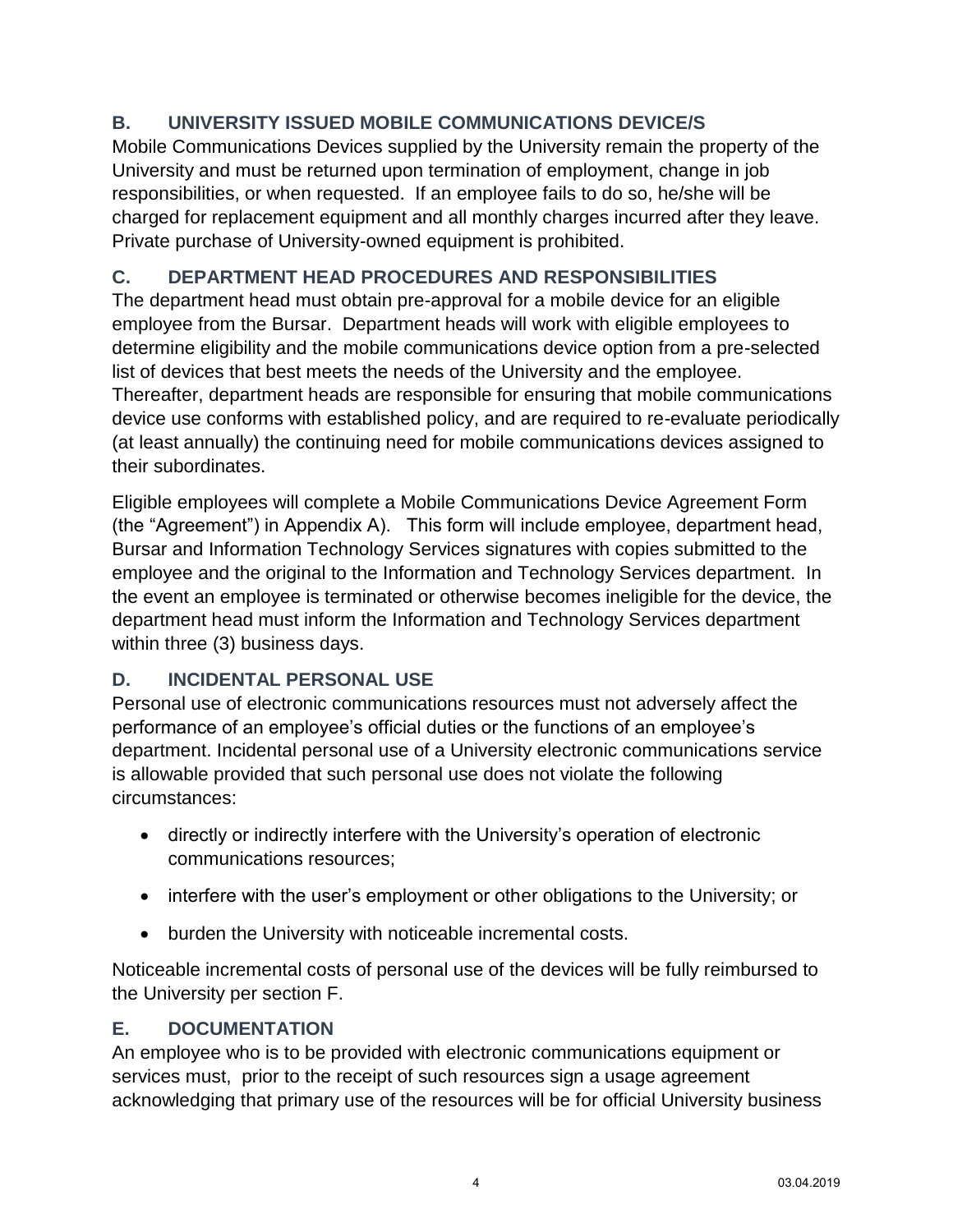## B. UNIVERSITY ISSUED MOBILE COMMUNICATIONS DEVICE/S

Mobile Communications Devices supplied by the University remain the property of the University and must be returned upon termination of employment, change in job responsibilities, or when requested. If an employee fails to do so, he/she will be charged for replacement equipment and all monthly charges incurred after they leave. Private purchase of University-owned equipment is prohibited.

## C. DEPARTMENT HEAD PROCEDURES AND RESPONSIBILITIES

The department head must obtain pre-approval for a mobile device for an eligible employee from the Bursar. Department heads will work with eligible employees to determine eligibility and the mobile communications device option from a pre-selected list of devices that best meets the needs of the University and the employee. Thereafter, department heads are responsible for ensuring that mobile communications device use conforms with established policy, and are required to re-evaluate periodically (at least annually) the continuing need for mobile communications devices assigned to their subordinates.

Eligible employees will complete a Mobile Communications Device Agreement Form (the "Agreement") in Appendix A). This form will include employee, department head, Bursar and Information Technology Services signatures with copies submitted to the employee and the original to the Information and Technology Services department. In the event an employee is terminated or otherwise becomes ineligible for the device, the department head must inform the Information and Technology Services department within three (3) business days.

## D. INCIDENTAL PERSONAL USE

Personal use of electronic communications resources must not adversely affect the performance of an employee's official duties or the functions of an employee's department. Incidental personal use of a University electronic communications service is allowable provided that such personal use does not violate the following circumstances:

- directly or indirectly interfere with the University's operation of electronic communications resources;
- interfere with the user's employment or other obligations to the University; or
- burden the University with noticeable incremental costs.

Noticeable incremental costs of personal use of the devices will be fully reimbursed to the University per section F.

## E. DOCUMENTATION

An employee who is to be provided with electronic communications equipment or services must, prior to the receipt of such resources sign a usage agreement acknowledging that primary use of the resources will be for official University business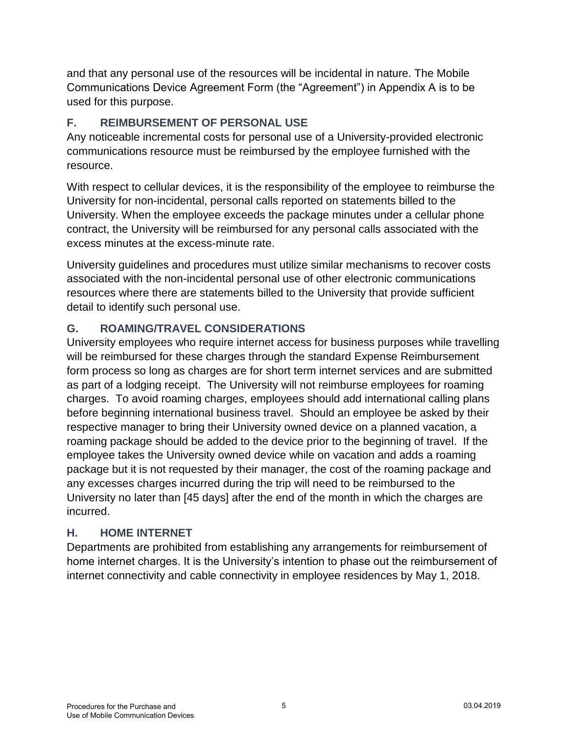and that any personal use of the resources will be incidental in nature. The Mobile Communications Device Agreement Form (the "Agreement") in Appendix A is to be used for this purpose.

## F. REIMBURSEMENT OF PERSONAL USE

Any noticeable incremental costs for personal use of a University-provided electronic communications resource must be reimbursed by the employee furnished with the resource.

With respect to cellular devices, it is the responsibility of the employee to reimburse the University for non-incidental, personal calls reported on statements billed to the University. When the employee exceeds the package minutes under a cellular phone contract, the University will be reimbursed for any personal calls associated with the excess minutes at the excess-minute rate.

University guidelines and procedures must utilize similar mechanisms to recover costs associated with the non-incidental personal use of other electronic communications resources where there are statements billed to the University that provide sufficient detail to identify such personal use.

## G. ROAMING/TRAVEL CONSIDERATIONS

University employees who require internet access for business purposes while travelling will be reimbursed for these charges through the standard Expense Reimbursement form process so long as charges are for short term internet services and are submitted as part of a lodging receipt. The University will not reimburse employees for roaming charges. To avoid roaming charges, employees should add international calling plans before beginning international business travel. Should an employee be asked by their respective manager to bring their University owned device on a planned vacation, a roaming package should be added to the device prior to the beginning of travel. If the employee takes the University owned device while on vacation and adds a roaming package but it is not requested by their manager, the cost of the roaming package and any excesses charges incurred during the trip will need to be reimbursed to the University no later than [45 days] after the end of the month in which the charges are incurred.

## H. HOME INTERNET

Departments are prohibited from establishing any arrangements for reimbursement of home internet charges. It is the University's intention to phase out the reimbursement of internet connectivity and cable connectivity in employee residences by May 1, 2018.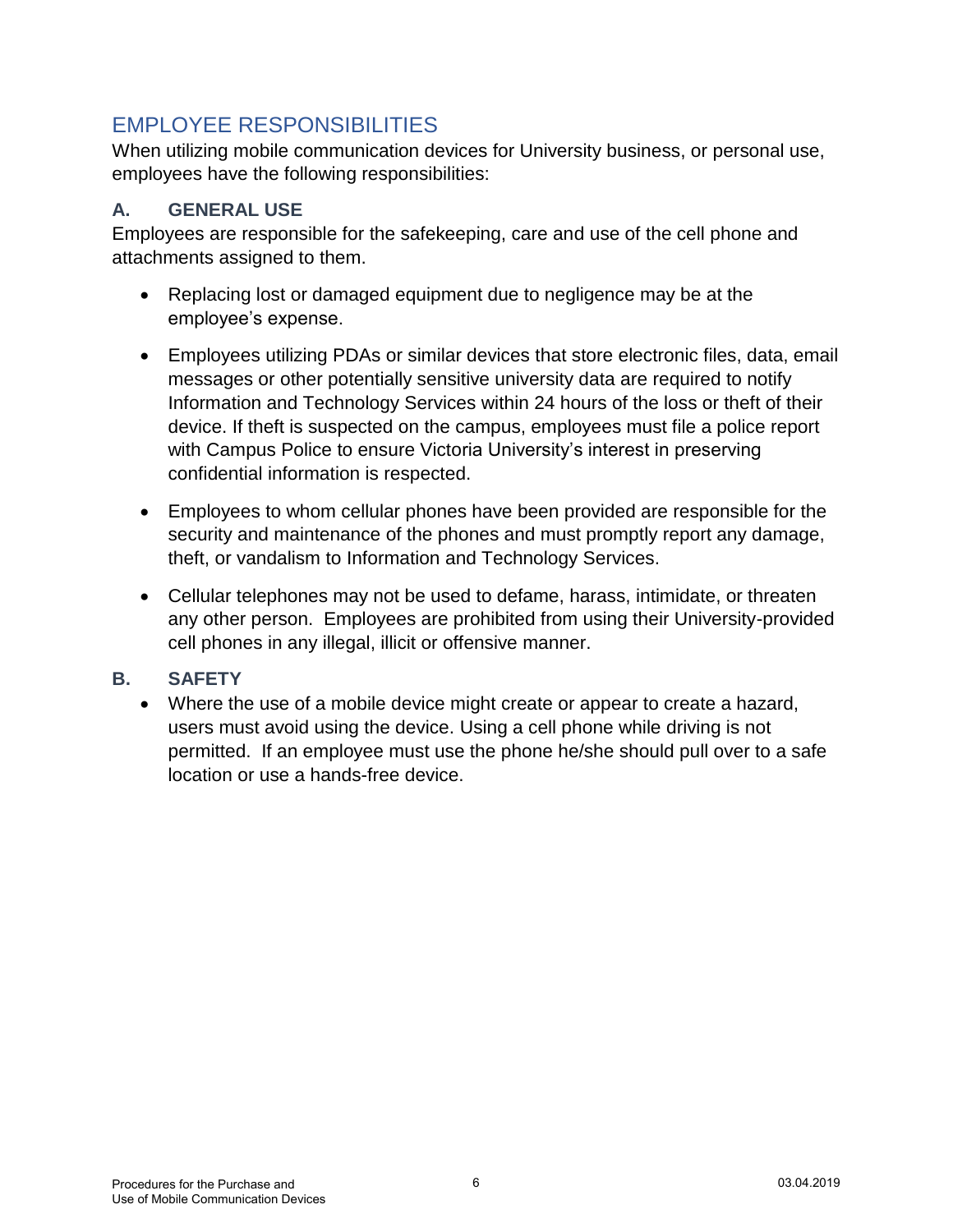## EMPLOYEE RESPONSIBILITIES

When utilizing mobile communication devices for University business, or personal use, employees have the following responsibilities:

### A. GENERAL USE

Employees are responsible for the safekeeping, care and use of the cell phone and attachments assigned to them.

- Replacing lost or damaged equipment due to negligence may be at the employee's expense.
- Employees utilizing PDAs or similar devices that store electronic files, data, email messages or other potentially sensitive university data are required to notify Information and Technology Services within 24 hours of the loss or theft of their device. If theft is suspected on the campus, employees must file a police report with Campus Police to ensure Victoria University's interest in preserving confidential information is respected.
- Employees to whom cellular phones have been provided are responsible for the security and maintenance of the phones and must promptly report any damage, theft, or vandalism to Information and Technology Services.
- Cellular telephones may not be used to defame, harass, intimidate, or threaten any other person. Employees are prohibited from using their University-provided cell phones in any illegal, illicit or offensive manner.

### B. SAFETY

- Where the use of a mobile device might create or appear to create a hazard, users must avoid using the device. Using a cell phone while driving is not permitted. If an employee must use the phone he/she should pull over to a safe location or use a hands-free device.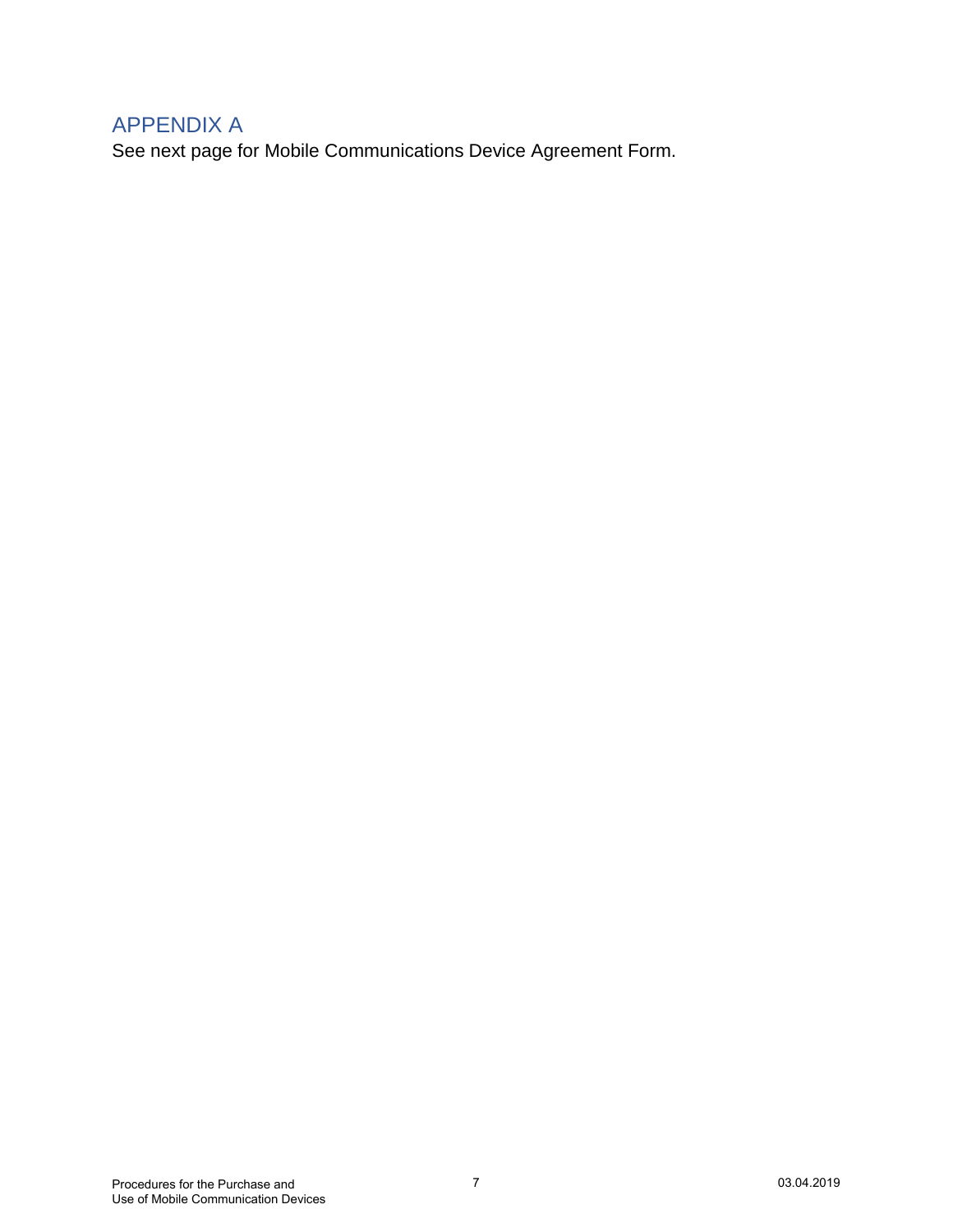## APPENDIX A

See next page for Mobile Communications Device Agreement Form.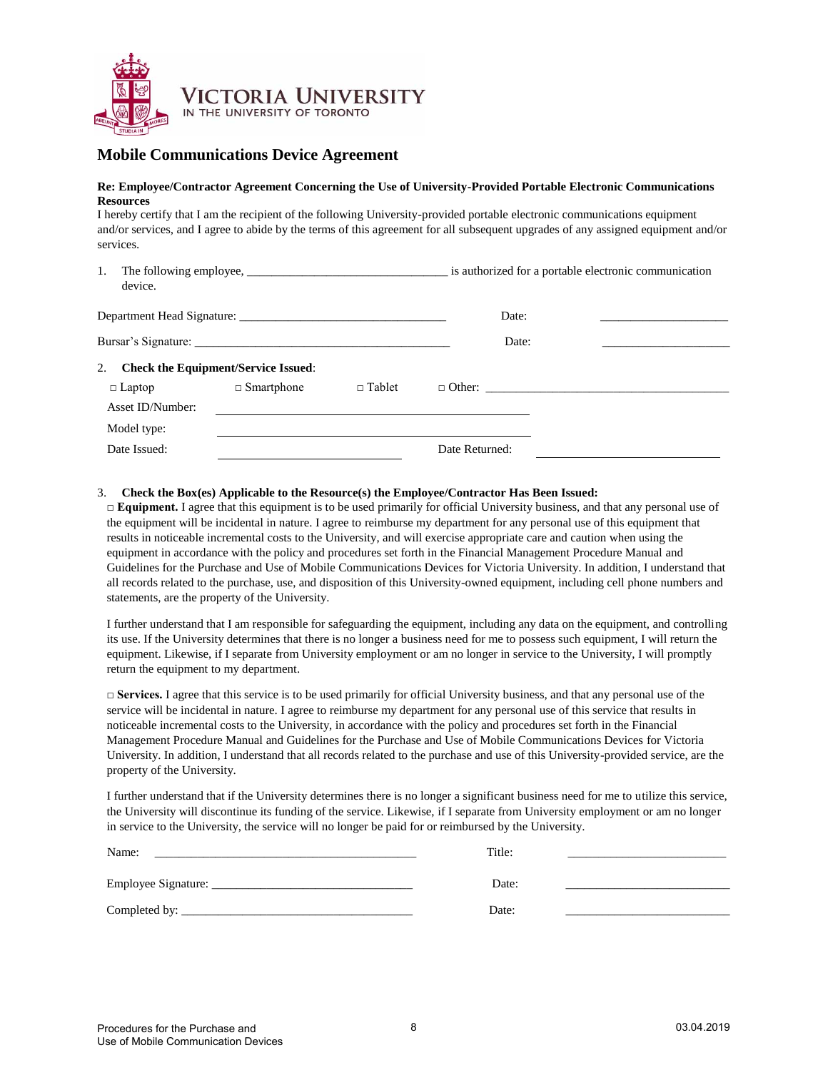VICTORIA UNIVERSITY
IN THE UNIVERSITY OF TORONTO

## Mobile Communications Device Agreement

**Re: Employee/Contractor Agreement Concerning the Use of University-Provided Portable Electronic Communications Resources**

I hereby certify that I am the recipient of the following University-provided portable electronic communications equipment and/or services, and I agree to abide by the terms of this agreement for all subsequent upgrades of any assigned equipment and/or services.

1. The following employee, _________________________________ is authorized for a portable electronic communication device.

Department Head Signature: __________________________________ Date: ____________________

Bursar's Signature: ___________________________________________ Date: ____________________

2. **Check the Equipment/Service Issued**:

□ Laptop □ Smartphone □ Tablet □ Other: ________________________________________

Asset ID/Number: ____________________________________________

Model type: ____________________________________________

Date Issued: ______________________________ Date Returned: ______________________________

3. **Check the Box(es) Applicable to the Resource(s) the Employee/Contractor Has Been Issued:**

□ **Equipment.** I agree that this equipment is to be used primarily for official University business, and that any personal use of the equipment will be incidental in nature. I agree to reimburse my department for any personal use of this equipment that results in noticeable incremental costs to the University, and will exercise appropriate care and caution when using the equipment in accordance with the policy and procedures set forth in the Financial Management Procedure Manual and Guidelines for the Purchase and Use of Mobile Communications Devices for Victoria University. In addition, I understand that all records related to the purchase, use, and disposition of this University-owned equipment, including cell phone numbers and statements, are the property of the University.

I further understand that I am responsible for safeguarding the equipment, including any data on the equipment, and controlling its use. If the University determines that there is no longer a business need for me to possess such equipment, I will return the equipment. Likewise, if I separate from University employment or am no longer in service to the University, I will promptly return the equipment to my department.

□ **Services.** I agree that this service is to be used primarily for official University business, and that any personal use of the service will be incidental in nature. I agree to reimburse my department for any personal use of this service that results in noticeable incremental costs to the University, in accordance with the policy and procedures set forth in the Financial Management Procedure Manual and Guidelines for the Purchase and Use of Mobile Communications Devices for Victoria University. In addition, I understand that all records related to the purchase and use of this University-provided service, are the property of the University.

I further understand that if the University determines there is no longer a significant business need for me to utilize this service, the University will discontinue its funding of the service. Likewise, if I separate from University employment or am no longer in service to the University, the service will no longer be paid for or reimbursed by the University.

Name: ____________________________________________ Title: __________________________

Employee Signature: ________________________________ Date: __________________________

Completed by: ______________________________________ Date: __________________________